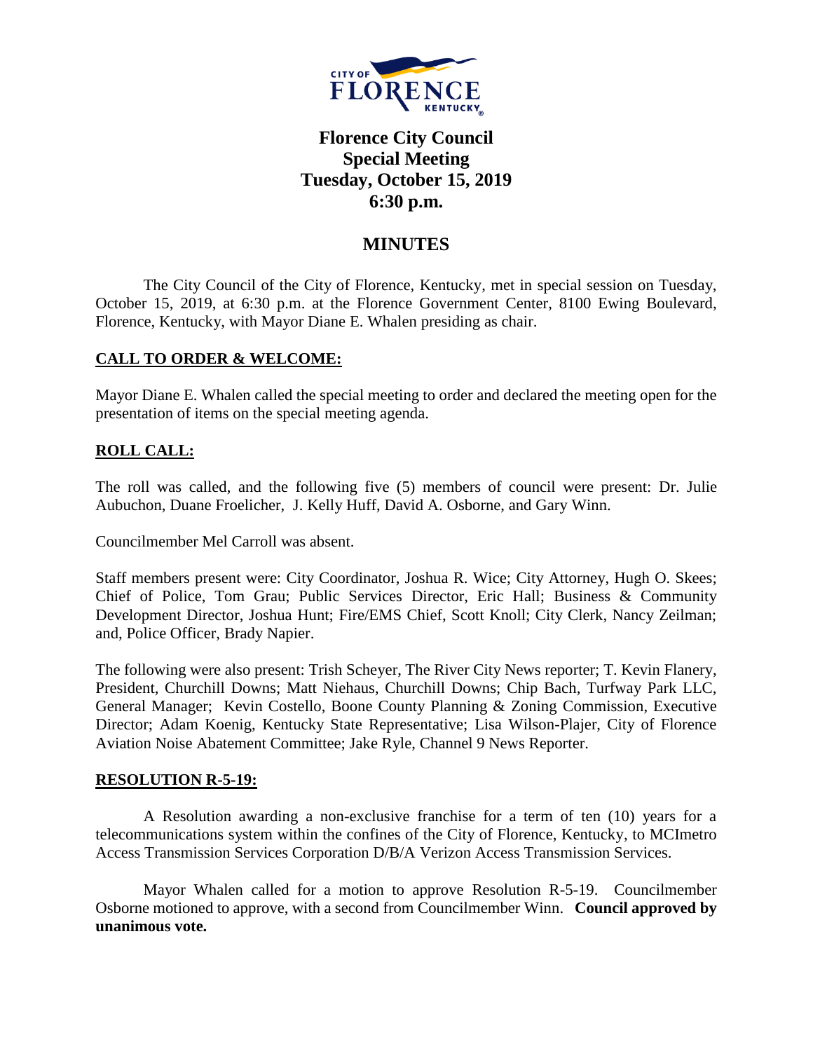# Florence City Council
## Special Meeting
## Tuesday, October 15, 2019
## 6:30 p.m.

## MINUTES

The City Council of the City of Florence, Kentucky, met in special session on Tuesday, October 15, 2019, at 6:30 p.m. at the Florence Government Center, 8100 Ewing Boulevard, Florence, Kentucky, with Mayor Diane E. Whalen presiding as chair.

### CALL TO ORDER & WELCOME:

Mayor Diane E. Whalen called the special meeting to order and declared the meeting open for the presentation of items on the special meeting agenda.

### ROLL CALL:

The roll was called, and the following five (5) members of council were present: Dr. Julie Aubuchon, Duane Froelicher, J. Kelly Huff, David A. Osborne, and Gary Winn.

Councilmember Mel Carroll was absent.

Staff members present were: City Coordinator, Joshua R. Wice; City Attorney, Hugh O. Skees; Chief of Police, Tom Grau; Public Services Director, Eric Hall; Business & Community Development Director, Joshua Hunt; Fire/EMS Chief, Scott Knoll; City Clerk, Nancy Zeilman; and, Police Officer, Brady Napier.

The following were also present: Trish Scheyer, The River City News reporter; T. Kevin Flanery, President, Churchill Downs; Matt Niehaus, Churchill Downs; Chip Bach, Turfway Park LLC, General Manager; Kevin Costello, Boone County Planning & Zoning Commission, Executive Director; Adam Koenig, Kentucky State Representative; Lisa Wilson-Plajer, City of Florence Aviation Noise Abatement Committee; Jake Ryle, Channel 9 News Reporter.

### RESOLUTION R-5-19:

A Resolution awarding a non-exclusive franchise for a term of ten (10) years for a telecommunications system within the confines of the City of Florence, Kentucky, to MCImetro Access Transmission Services Corporation D/B/A Verizon Access Transmission Services.

Mayor Whalen called for a motion to approve Resolution R-5-19. Councilmember Osborne motioned to approve, with a second from Councilmember Winn. **Council approved by unanimous vote.**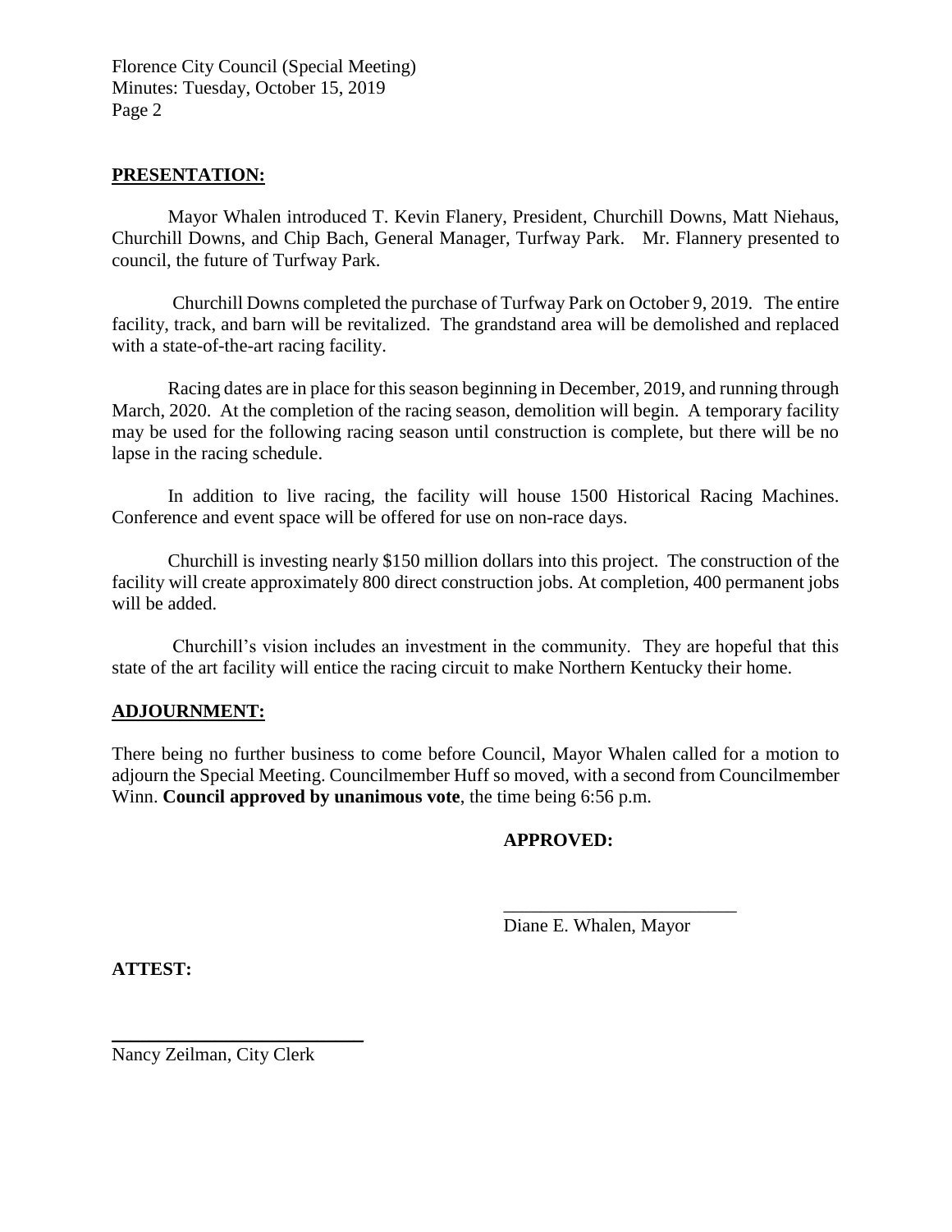## PRESENTATION:

Mayor Whalen introduced T. Kevin Flanery, President, Churchill Downs, Matt Niehaus, Churchill Downs, and Chip Bach, General Manager, Turfway Park. Mr. Flannery presented to council, the future of Turfway Park.

Churchill Downs completed the purchase of Turfway Park on October 9, 2019. The entire facility, track, and barn will be revitalized. The grandstand area will be demolished and replaced with a state-of-the-art racing facility.

Racing dates are in place for this season beginning in December, 2019, and running through March, 2020. At the completion of the racing season, demolition will begin. A temporary facility may be used for the following racing season until construction is complete, but there will be no lapse in the racing schedule.

In addition to live racing, the facility will house 1500 Historical Racing Machines. Conference and event space will be offered for use on non-race days.

Churchill is investing nearly $150 million dollars into this project. The construction of the facility will create approximately 800 direct construction jobs. At completion, 400 permanent jobs will be added.

Churchill's vision includes an investment in the community. They are hopeful that this state of the art facility will entice the racing circuit to make Northern Kentucky their home.

## ADJOURNMENT:

There being no further business to come before Council, Mayor Whalen called for a motion to adjourn the Special Meeting. Councilmember Huff so moved, with a second from Councilmember Winn. **Council approved by unanimous vote**, the time being 6:56 p.m.

**APPROVED:**

\_\_\_\_\_\_\_\_\_\_\_\_\_\_\_\_\_\_\_\_\_\_\_\_\_\_
Diane E. Whalen, Mayor

**ATTEST:**

\_\_\_\_\_\_\_\_\_\_\_\_\_\_\_\_\_\_\_\_\_\_\_\_\_\_
Nancy Zeilman, City Clerk